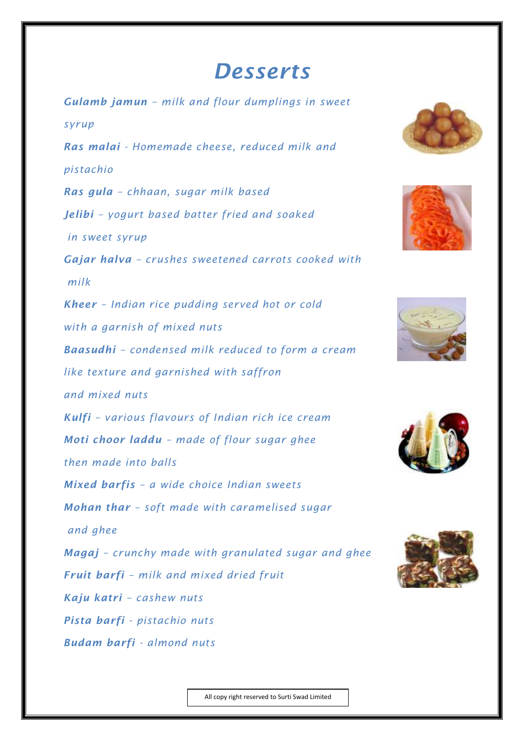# Desserts

***Gulamb jamun*** *– milk and flour dumplings in sweet syrup*

***Ras malai*** *- Homemade cheese, reduced milk and pistachio*

***Ras gula*** *– chhaan, sugar milk based*

***Jelibi*** *– yogurt based batter fried and soaked in sweet syrup*

***Gajar halva*** *– crushes sweetened carrots cooked with milk*

***Kheer*** *– Indian rice pudding served hot or cold with a garnish of mixed nuts*

***Baasudhi*** *– condensed milk reduced to form a cream like texture and garnished with saffron and mixed nuts*

***Kulfi*** *– various flavours of Indian rich ice cream*

***Moti choor laddu*** *– made of flour sugar ghee then made into balls*

***Mixed barfis*** *– a wide choice Indian sweets*

***Mohan thar*** *– soft made with caramelised sugar and ghee*

***Magaj*** *– crunchy made with granulated sugar and ghee*

***Fruit barfi*** *– milk and mixed dried fruit*

***Kaju katri*** *– cashew nuts*

***Pista barfi*** *- pistachio nuts*

***Budam barfi*** *- almond nuts*

All copy right reserved to Surti Swad Limited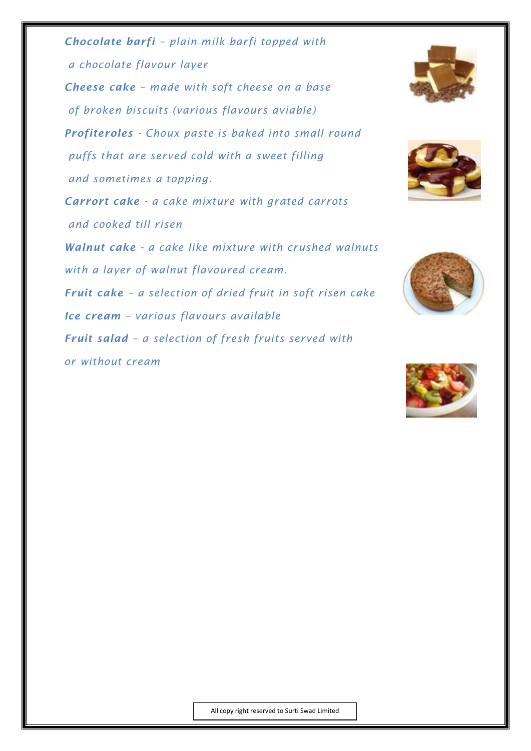***Chocolate barfi** – plain milk barfi topped with a chocolate flavour layer*

***Cheese cake** – made with soft cheese on a base of broken biscuits (various flavours aviable)*

***Profiteroles** - Choux paste is baked into small round puffs that are served cold with a sweet filling and sometimes a topping.*

***Carrort cake** - a cake mixture with grated carrots and cooked till risen*

***Walnut cake** - a cake like mixture with crushed walnuts with a layer of walnut flavoured cream.*

***Fruit cake** – a selection of dried fruit in soft risen cake*

***Ice cream** – various flavours available*

***Fruit salad** – a selection of fresh fruits served with or without cream*

All copy right reserved to Surti Swad Limited